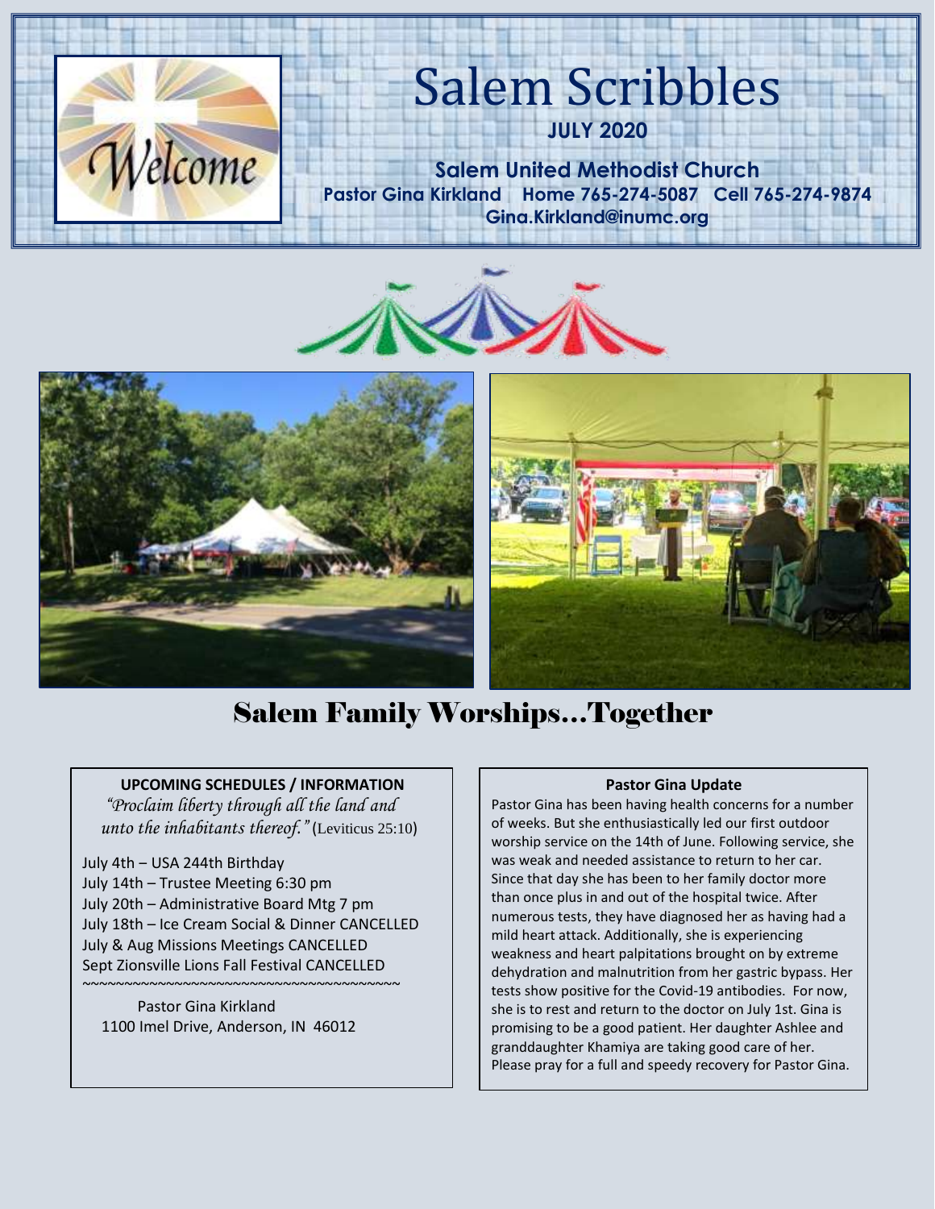# Salem Scribbles

**JULY 2020**

**Salem United Methodist Church**

**Pastor Gina Kirkland Home 765-274-5087 Cell 765-274-9874**

**Gina.Kirkland@inumc.org**

## Salem Family Worships…Together

**UPCOMING SCHEDULES / INFORMATION**

*"Proclaim liberty through all the land and unto the inhabitants thereof."* (Leviticus 25:10)

July 4th – USA 244th Birthday
July 14th – Trustee Meeting 6:30 pm
July 20th – Administrative Board Mtg 7 pm
July 18th – Ice Cream Social & Dinner CANCELLED
July & Aug Missions Meetings CANCELLED
Sept Zionsville Lions Fall Festival CANCELLED

~~~~~~~~~~~~~~~~~~~~~~~~~~~~~~~~~~~~~~~~

Pastor Gina Kirkland
1100 Imel Drive, Anderson, IN 46012

**Pastor Gina Update**

Pastor Gina has been having health concerns for a number of weeks. But she enthusiastically led our first outdoor worship service on the 14th of June. Following service, she was weak and needed assistance to return to her car. Since that day she has been to her family doctor more than once plus in and out of the hospital twice. After numerous tests, they have diagnosed her as having had a mild heart attack. Additionally, she is experiencing weakness and heart palpitations brought on by extreme dehydration and malnutrition from her gastric bypass. Her tests show positive for the Covid-19 antibodies. For now, she is to rest and return to the doctor on July 1st. Gina is promising to be a good patient. Her daughter Ashlee and granddaughter Khamiya are taking good care of her. Please pray for a full and speedy recovery for Pastor Gina.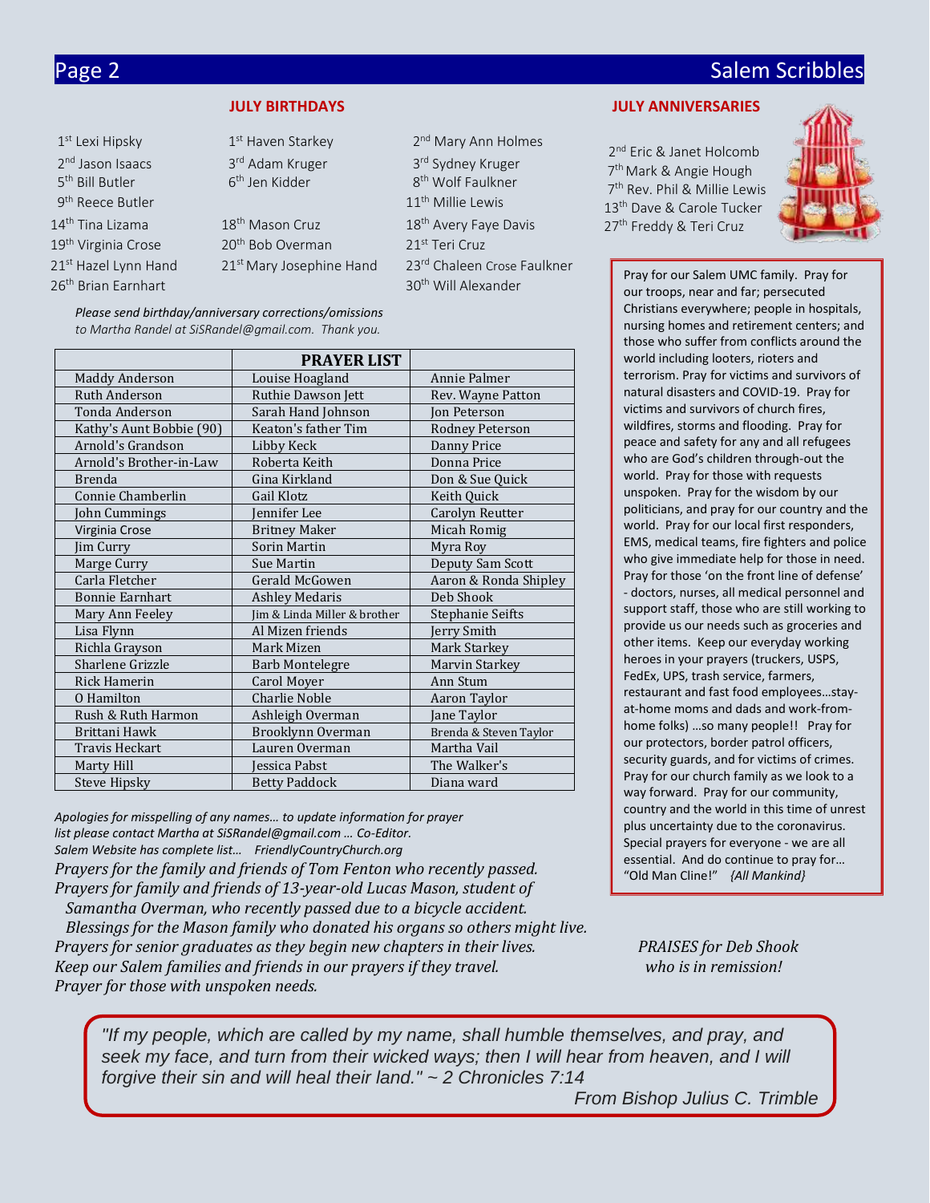## JULY BIRTHDAYS

1st Lexi Hipsky
2nd Jason Isaacs
5th Bill Butler
9th Reece Butler
14th Tina Lizama
19th Virginia Crose
21st Hazel Lynn Hand
26th Brian Earnhart

1st Haven Starkey
3rd Adam Kruger
6th Jen Kidder
18th Mason Cruz
20th Bob Overman
21st Mary Josephine Hand

2nd Mary Ann Holmes
3rd Sydney Kruger
8th Wolf Faulkner
11th Millie Lewis
18th Avery Faye Davis
21st Teri Cruz
23rd Chaleen Crose Faulkner
30th Will Alexander

*Please send birthday/anniversary corrections/omissions to Martha Randel at SiSRandel@gmail.com. Thank you.*

## JULY ANNIVERSARIES

2nd Eric & Janet Holcomb
7th Mark & Angie Hough
7th Rev. Phil & Millie Lewis
13th Dave & Carole Tucker
27th Freddy & Teri Cruz

| | PRAYER LIST | |
|---|---|---|
| Maddy Anderson | Louise Hoagland | Annie Palmer |
| Ruth Anderson | Ruthie Dawson Jett | Rev. Wayne Patton |
| Tonda Anderson | Sarah Hand Johnson | Jon Peterson |
| Kathy's Aunt Bobbie (90) | Keaton's father Tim | Rodney Peterson |
| Arnold's Grandson | Libby Keck | Danny Price |
| Arnold's Brother-in-Law | Roberta Keith | Donna Price |
| Brenda | Gina Kirkland | Don & Sue Quick |
| Connie Chamberlin | Gail Klotz | Keith Quick |
| John Cummings | Jennifer Lee | Carolyn Reutter |
| Virginia Crose | Britney Maker | Micah Romig |
| Jim Curry | Sorin Martin | Myra Roy |
| Marge Curry | Sue Martin | Deputy Sam Scott |
| Carla Fletcher | Gerald McGowen | Aaron & Ronda Shipley |
| Bonnie Earnhart | Ashley Medaris | Deb Shook |
| Mary Ann Feeley | Jim & Linda Miller & brother | Stephanie Seifts |
| Lisa Flynn | Al Mizen friends | Jerry Smith |
| Richla Grayson | Mark Mizen | Mark Starkey |
| Sharlene Grizzle | Barb Montelegre | Marvin Starkey |
| Rick Hamerin | Carol Moyer | Ann Stum |
| O Hamilton | Charlie Noble | Aaron Taylor |
| Rush & Ruth Harmon | Ashleigh Overman | Jane Taylor |
| Brittani Hawk | Brooklynn Overman | Brenda & Steven Taylor |
| Travis Heckart | Lauren Overman | Martha Vail |
| Marty Hill | Jessica Pabst | The Walker's |
| Steve Hipsky | Betty Paddock | Diana ward |

*Apologies for misspelling of any names… to update information for prayer list please contact Martha at SiSRandel@gmail.com … Co-Editor.*
*Salem Website has complete list… FriendlyCountryChurch.org*

*Prayers for the family and friends of Tom Fenton who recently passed.*
*Prayers for family and friends of 13-year-old Lucas Mason, student of Samantha Overman, who recently passed due to a bicycle accident.*
*Blessings for the Mason family who donated his organs so others might live.*
*Prayers for senior graduates as they begin new chapters in their lives.*
*Keep our Salem families and friends in our prayers if they travel.*
*Prayer for those with unspoken needs.*

Pray for our Salem UMC family. Pray for our troops, near and far; persecuted Christians everywhere; people in hospitals, nursing homes and retirement centers; and those who suffer from conflicts around the world including looters, rioters and terrorism. Pray for victims and survivors of natural disasters and COVID-19. Pray for victims and survivors of church fires, wildfires, storms and flooding. Pray for peace and safety for any and all refugees who are God's children through-out the world. Pray for those with requests unspoken. Pray for the wisdom by our politicians, and pray for our country and the world. Pray for our local first responders, EMS, medical teams, fire fighters and police who give immediate help for those in need. Pray for those 'on the front line of defense' - doctors, nurses, all medical personnel and support staff, those who are still working to provide us our needs such as groceries and other items. Keep our everyday working heroes in your prayers (truckers, USPS, FedEx, UPS, trash service, farmers, restaurant and fast food employees…stay-at-home moms and dads and work-from-home folks) …so many people!! Pray for our protectors, border patrol officers, security guards, and for victims of crimes. Pray for our church family as we look to a way forward. Pray for our community, country and the world in this time of unrest plus uncertainty due to the coronavirus. Special prayers for everyone - we are all essential. And do continue to pray for… "Old Man Cline!" *{All Mankind}*

*PRAISES for Deb Shook who is in remission!*

*"If my people, which are called by my name, shall humble themselves, and pray, and seek my face, and turn from their wicked ways; then I will hear from heaven, and I will forgive their sin and will heal their land." ~ 2 Chronicles 7:14*

From Bishop Julius C. Trimble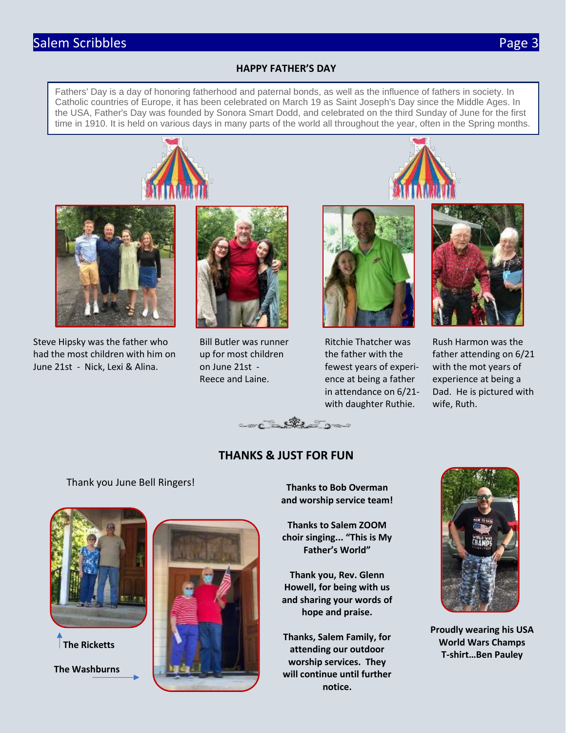## HAPPY FATHER'S DAY

Fathers' Day is a day of honoring fatherhood and paternal bonds, as well as the influence of fathers in society. In Catholic countries of Europe, it has been celebrated on March 19 as Saint Joseph's Day since the Middle Ages. In the USA, Father's Day was founded by Sonora Smart Dodd, and celebrated on the third Sunday of June for the first time in 1910. It is held on various days in many parts of the world all throughout the year, often in the Spring months.

Steve Hipsky was the father who had the most children with him on June 21st - Nick, Lexi & Alina.

Bill Butler was runner up for most children on June 21st - Reece and Laine.

Ritchie Thatcher was the father with the fewest years of experience at being a father in attendance on 6/21- with daughter Ruthie.

Rush Harmon was the father attending on 6/21 with the mot years of experience at being a Dad. He is pictured with wife, Ruth.

## THANKS & JUST FOR FUN

Thank you June Bell Ringers!

**The Ricketts**

**The Washburns**

**Thanks to Bob Overman and worship service team!**

**Thanks to Salem ZOOM choir singing... "This is My Father's World"**

**Thank you, Rev. Glenn Howell, for being with us and sharing your words of hope and praise.**

**Thanks, Salem Family, for attending our outdoor worship services. They will continue until further notice.**

**Proudly wearing his USA World Wars Champs T-shirt…Ben Pauley**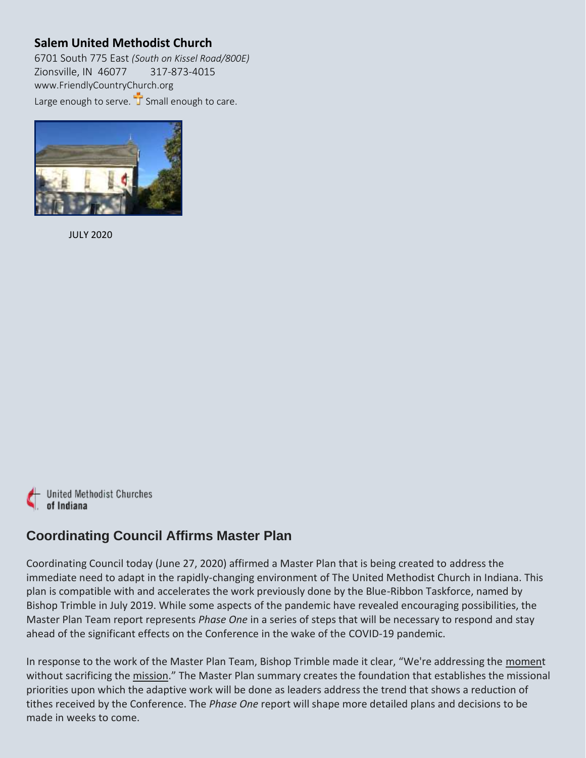**Salem United Methodist Church**

6701 South 775 East *(South on Kissel Road/800E)*
Zionsville, IN 46077 317-873-4015
www.FriendlyCountryChurch.org
Large enough to serve. Small enough to care.

JULY 2020

United Methodist Churches **of Indiana**

## Coordinating Council Affirms Master Plan

Coordinating Council today (June 27, 2020) affirmed a Master Plan that is being created to address the immediate need to adapt in the rapidly-changing environment of The United Methodist Church in Indiana. This plan is compatible with and accelerates the work previously done by the Blue-Ribbon Taskforce, named by Bishop Trimble in July 2019. While some aspects of the pandemic have revealed encouraging possibilities, the Master Plan Team report represents *Phase One* in a series of steps that will be necessary to respond and stay ahead of the significant effects on the Conference in the wake of the COVID-19 pandemic.

In response to the work of the Master Plan Team, Bishop Trimble made it clear, "We're addressing the moment without sacrificing the mission." The Master Plan summary creates the foundation that establishes the missional priorities upon which the adaptive work will be done as leaders address the trend that shows a reduction of tithes received by the Conference. The *Phase One* report will shape more detailed plans and decisions to be made in weeks to come.